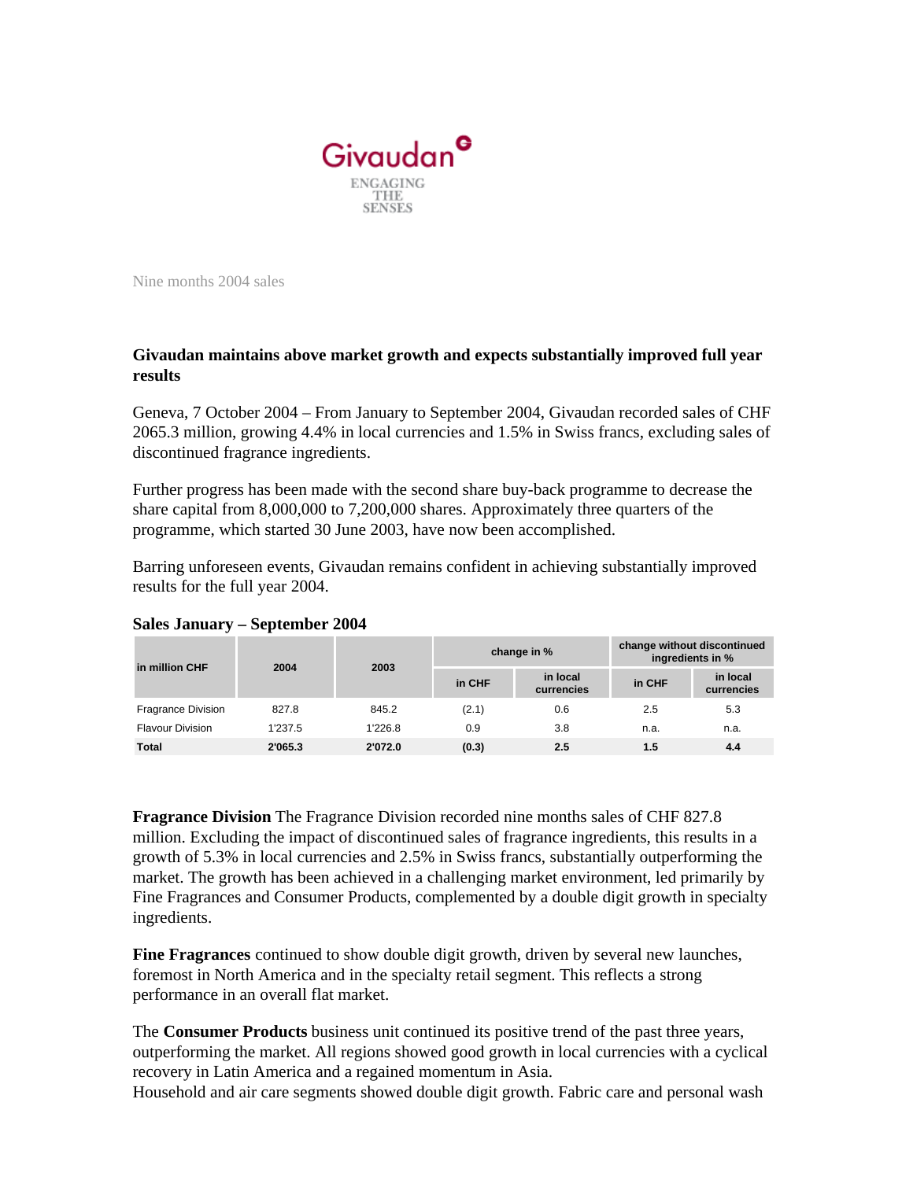Givaudan

ENGAGING THE SENSES

Nine months 2004 sales

**Givaudan maintains above market growth and expects substantially improved full year results**

Geneva, 7 October 2004 – From January to September 2004, Givaudan recorded sales of CHF 2065.3 million, growing 4.4% in local currencies and 1.5% in Swiss francs, excluding sales of discontinued fragrance ingredients.

Further progress has been made with the second share buy-back programme to decrease the share capital from 8,000,000 to 7,200,000 shares. Approximately three quarters of the programme, which started 30 June 2003, have now been accomplished.

Barring unforeseen events, Givaudan remains confident in achieving substantially improved results for the full year 2004.

**Sales January – September 2004**

| in million CHF | 2004 | 2003 | change in % | | change without discontinued ingredients in % | |
|---|---|---|---|---|---|---|
| | | | in CHF | in local currencies | in CHF | in local currencies |
| Fragrance Division | 827.8 | 845.2 | (2.1) | 0.6 | 2.5 | 5.3 |
| Flavour Division | 1'237.5 | 1'226.8 | 0.9 | 3.8 | n.a. | n.a. |
| **Total** | **2'065.3** | **2'072.0** | **(0.3)** | **2.5** | **1.5** | **4.4** |

**Fragrance Division** The Fragrance Division recorded nine months sales of CHF 827.8 million. Excluding the impact of discontinued sales of fragrance ingredients, this results in a growth of 5.3% in local currencies and 2.5% in Swiss francs, substantially outperforming the market. The growth has been achieved in a challenging market environment, led primarily by Fine Fragrances and Consumer Products, complemented by a double digit growth in specialty ingredients.

**Fine Fragrances** continued to show double digit growth, driven by several new launches, foremost in North America and in the specialty retail segment. This reflects a strong performance in an overall flat market.

The **Consumer Products** business unit continued its positive trend of the past three years, outperforming the market. All regions showed good growth in local currencies with a cyclical recovery in Latin America and a regained momentum in Asia.
Household and air care segments showed double digit growth. Fabric care and personal wash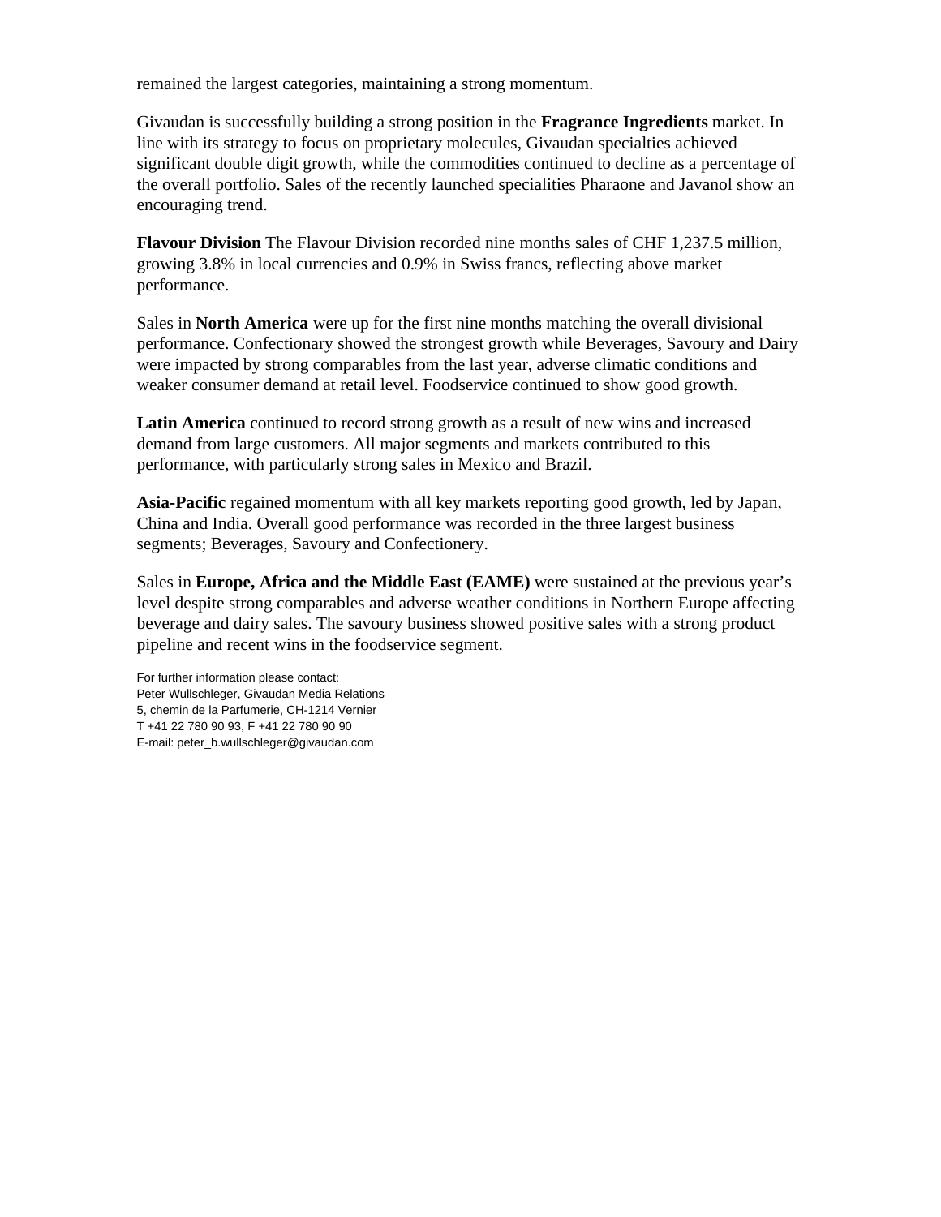remained the largest categories, maintaining a strong momentum.

Givaudan is successfully building a strong position in the **Fragrance Ingredients** market. In line with its strategy to focus on proprietary molecules, Givaudan specialties achieved significant double digit growth, while the commodities continued to decline as a percentage of the overall portfolio. Sales of the recently launched specialities Pharaone and Javanol show an encouraging trend.

**Flavour Division** The Flavour Division recorded nine months sales of CHF 1,237.5 million, growing 3.8% in local currencies and 0.9% in Swiss francs, reflecting above market performance.

Sales in **North America** were up for the first nine months matching the overall divisional performance. Confectionary showed the strongest growth while Beverages, Savoury and Dairy were impacted by strong comparables from the last year, adverse climatic conditions and weaker consumer demand at retail level. Foodservice continued to show good growth.

**Latin America** continued to record strong growth as a result of new wins and increased demand from large customers. All major segments and markets contributed to this performance, with particularly strong sales in Mexico and Brazil.

**Asia-Pacific** regained momentum with all key markets reporting good growth, led by Japan, China and India. Overall good performance was recorded in the three largest business segments; Beverages, Savoury and Confectionery.

Sales in **Europe, Africa and the Middle East (EAME)** were sustained at the previous year's level despite strong comparables and adverse weather conditions in Northern Europe affecting beverage and dairy sales. The savoury business showed positive sales with a strong product pipeline and recent wins in the foodservice segment.

For further information please contact:
Peter Wullschleger, Givaudan Media Relations
5, chemin de la Parfumerie, CH-1214 Vernier
T +41 22 780 90 93, F +41 22 780 90 90
E-mail: peter_b.wullschleger@givaudan.com